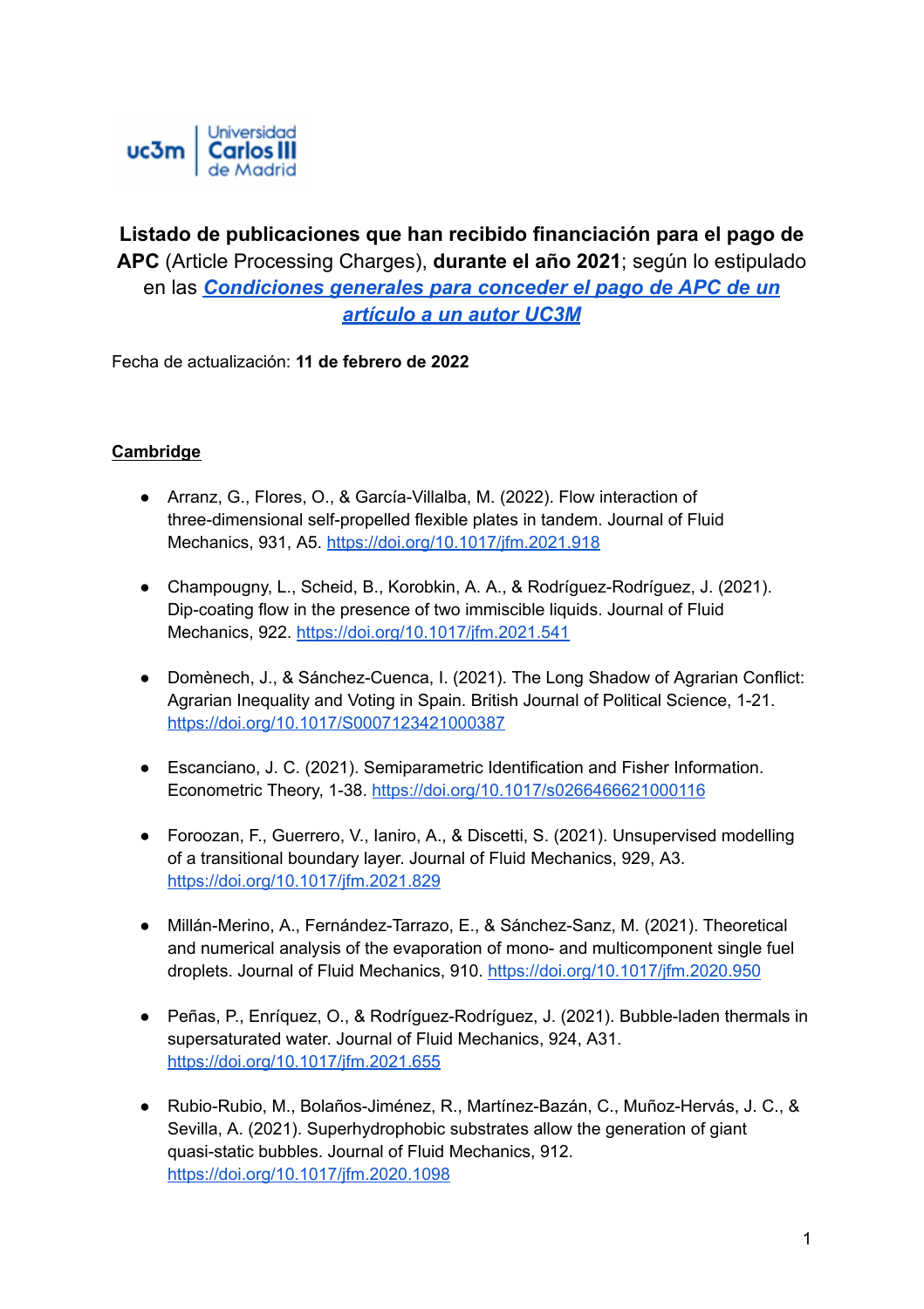uc3m | Universidad Carlos III de Madrid

**Listado de publicaciones que han recibido financiación para el pago de APC** (Article Processing Charges), **durante el año 2021**; según lo estipulado en las ***Condiciones generales para conceder el pago de APC de un artículo a un autor UC3M***

Fecha de actualización: **11 de febrero de 2022**

## Cambridge

- Arranz, G., Flores, O., & García-Villalba, M. (2022). Flow interaction of three-dimensional self-propelled flexible plates in tandem. Journal of Fluid Mechanics, 931, A5. https://doi.org/10.1017/jfm.2021.918
- Champougny, L., Scheid, B., Korobkin, A. A., & Rodríguez-Rodríguez, J. (2021). Dip-coating flow in the presence of two immiscible liquids. Journal of Fluid Mechanics, 922. https://doi.org/10.1017/jfm.2021.541
- Domènech, J., & Sánchez-Cuenca, I. (2021). The Long Shadow of Agrarian Conflict: Agrarian Inequality and Voting in Spain. British Journal of Political Science, 1-21. https://doi.org/10.1017/S0007123421000387
- Escanciano, J. C. (2021). Semiparametric Identification and Fisher Information. Econometric Theory, 1-38. https://doi.org/10.1017/s0266466621000116
- Foroozan, F., Guerrero, V., Ianiro, A., & Discetti, S. (2021). Unsupervised modelling of a transitional boundary layer. Journal of Fluid Mechanics, 929, A3. https://doi.org/10.1017/jfm.2021.829
- Millán-Merino, A., Fernández-Tarrazo, E., & Sánchez-Sanz, M. (2021). Theoretical and numerical analysis of the evaporation of mono- and multicomponent single fuel droplets. Journal of Fluid Mechanics, 910. https://doi.org/10.1017/jfm.2020.950
- Peñas, P., Enríquez, O., & Rodríguez-Rodríguez, J. (2021). Bubble-laden thermals in supersaturated water. Journal of Fluid Mechanics, 924, A31. https://doi.org/10.1017/jfm.2021.655
- Rubio-Rubio, M., Bolaños-Jiménez, R., Martínez-Bazán, C., Muñoz-Hervás, J. C., & Sevilla, A. (2021). Superhydrophobic substrates allow the generation of giant quasi-static bubbles. Journal of Fluid Mechanics, 912. https://doi.org/10.1017/jfm.2020.1098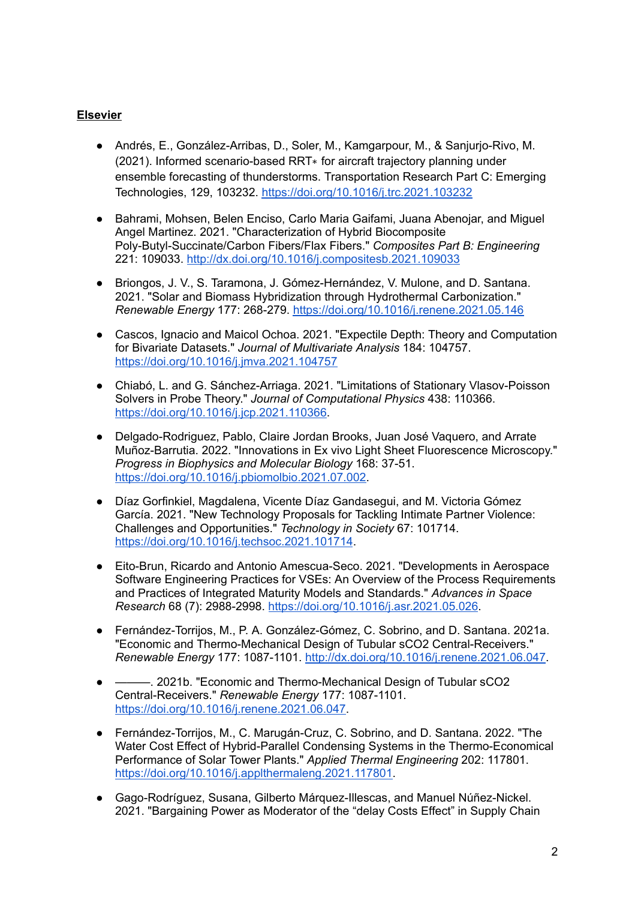**Elsevier**

- Andrés, E., González-Arribas, D., Soler, M., Kamgarpour, M., & Sanjurjo-Rivo, M. (2021). Informed scenario-based RRT∗ for aircraft trajectory planning under ensemble forecasting of thunderstorms. Transportation Research Part C: Emerging Technologies, 129, 103232. https://doi.org/10.1016/j.trc.2021.103232

- Bahrami, Mohsen, Belen Enciso, Carlo Maria Gaifami, Juana Abenojar, and Miguel Angel Martinez. 2021. "Characterization of Hybrid Biocomposite Poly-Butyl-Succinate/Carbon Fibers/Flax Fibers." *Composites Part B: Engineering* 221: 109033. http://dx.doi.org/10.1016/j.compositesb.2021.109033

- Briongos, J. V., S. Taramona, J. Gómez-Hernández, V. Mulone, and D. Santana. 2021. "Solar and Biomass Hybridization through Hydrothermal Carbonization." *Renewable Energy* 177: 268-279. https://doi.org/10.1016/j.renene.2021.05.146

- Cascos, Ignacio and Maicol Ochoa. 2021. "Expectile Depth: Theory and Computation for Bivariate Datasets." *Journal of Multivariate Analysis* 184: 104757. https://doi.org/10.1016/j.jmva.2021.104757

- Chiabó, L. and G. Sánchez-Arriaga. 2021. "Limitations of Stationary Vlasov-Poisson Solvers in Probe Theory." *Journal of Computational Physics* 438: 110366. https://doi.org/10.1016/j.jcp.2021.110366.

- Delgado-Rodriguez, Pablo, Claire Jordan Brooks, Juan José Vaquero, and Arrate Muñoz-Barrutia. 2022. "Innovations in Ex vivo Light Sheet Fluorescence Microscopy." *Progress in Biophysics and Molecular Biology* 168: 37-51. https://doi.org/10.1016/j.pbiomolbio.2021.07.002.

- Díaz Gorfinkiel, Magdalena, Vicente Díaz Gandasegui, and M. Victoria Gómez García. 2021. "New Technology Proposals for Tackling Intimate Partner Violence: Challenges and Opportunities." *Technology in Society* 67: 101714. https://doi.org/10.1016/j.techsoc.2021.101714.

- Eito-Brun, Ricardo and Antonio Amescua-Seco. 2021. "Developments in Aerospace Software Engineering Practices for VSEs: An Overview of the Process Requirements and Practices of Integrated Maturity Models and Standards." *Advances in Space Research* 68 (7): 2988-2998. https://doi.org/10.1016/j.asr.2021.05.026.

- Fernández-Torrijos, M., P. A. González-Gómez, C. Sobrino, and D. Santana. 2021a. "Economic and Thermo-Mechanical Design of Tubular sCO2 Central-Receivers." *Renewable Energy* 177: 1087-1101. http://dx.doi.org/10.1016/j.renene.2021.06.047.

- ———. 2021b. "Economic and Thermo-Mechanical Design of Tubular sCO2 Central-Receivers." *Renewable Energy* 177: 1087-1101. https://doi.org/10.1016/j.renene.2021.06.047.

- Fernández-Torrijos, M., C. Marugán-Cruz, C. Sobrino, and D. Santana. 2022. "The Water Cost Effect of Hybrid-Parallel Condensing Systems in the Thermo-Economical Performance of Solar Tower Plants." *Applied Thermal Engineering* 202: 117801. https://doi.org/10.1016/j.applthermaleng.2021.117801.

- Gago-Rodríguez, Susana, Gilberto Márquez-Illescas, and Manuel Núñez-Nickel. 2021. "Bargaining Power as Moderator of the "delay Costs Effect" in Supply Chain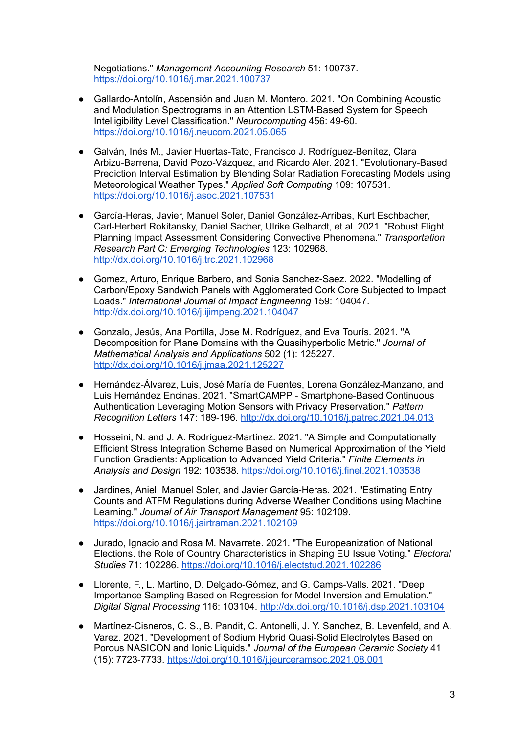Negotiations." *Management Accounting Research* 51: 100737. https://doi.org/10.1016/j.mar.2021.100737

- Gallardo-Antolín, Ascensión and Juan M. Montero. 2021. "On Combining Acoustic and Modulation Spectrograms in an Attention LSTM-Based System for Speech Intelligibility Level Classification." *Neurocomputing* 456: 49-60. https://doi.org/10.1016/j.neucom.2021.05.065

- Galván, Inés M., Javier Huertas-Tato, Francisco J. Rodríguez-Benítez, Clara Arbizu-Barrena, David Pozo-Vázquez, and Ricardo Aler. 2021. "Evolutionary-Based Prediction Interval Estimation by Blending Solar Radiation Forecasting Models using Meteorological Weather Types." *Applied Soft Computing* 109: 107531. https://doi.org/10.1016/j.asoc.2021.107531

- García-Heras, Javier, Manuel Soler, Daniel González-Arribas, Kurt Eschbacher, Carl-Herbert Rokitansky, Daniel Sacher, Ulrike Gelhardt, et al. 2021. "Robust Flight Planning Impact Assessment Considering Convective Phenomena." *Transportation Research Part C: Emerging Technologies* 123: 102968. http://dx.doi.org/10.1016/j.trc.2021.102968

- Gomez, Arturo, Enrique Barbero, and Sonia Sanchez-Saez. 2022. "Modelling of Carbon/Epoxy Sandwich Panels with Agglomerated Cork Core Subjected to Impact Loads." *International Journal of Impact Engineering* 159: 104047. http://dx.doi.org/10.1016/j.ijimpeng.2021.104047

- Gonzalo, Jesús, Ana Portilla, Jose M. Rodríguez, and Eva Tourís. 2021. "A Decomposition for Plane Domains with the Quasihyperbolic Metric." *Journal of Mathematical Analysis and Applications* 502 (1): 125227. http://dx.doi.org/10.1016/j.jmaa.2021.125227

- Hernández-Álvarez, Luis, José María de Fuentes, Lorena González-Manzano, and Luis Hernández Encinas. 2021. "SmartCAMPP - Smartphone-Based Continuous Authentication Leveraging Motion Sensors with Privacy Preservation." *Pattern Recognition Letters* 147: 189-196. http://dx.doi.org/10.1016/j.patrec.2021.04.013

- Hosseini, N. and J. A. Rodríguez-Martínez. 2021. "A Simple and Computationally Efficient Stress Integration Scheme Based on Numerical Approximation of the Yield Function Gradients: Application to Advanced Yield Criteria." *Finite Elements in Analysis and Design* 192: 103538. https://doi.org/10.1016/j.finel.2021.103538

- Jardines, Aniel, Manuel Soler, and Javier García-Heras. 2021. "Estimating Entry Counts and ATFM Regulations during Adverse Weather Conditions using Machine Learning." *Journal of Air Transport Management* 95: 102109. https://doi.org/10.1016/j.jairtraman.2021.102109

- Jurado, Ignacio and Rosa M. Navarrete. 2021. "The Europeanization of National Elections. the Role of Country Characteristics in Shaping EU Issue Voting." *Electoral Studies* 71: 102286. https://doi.org/10.1016/j.electstud.2021.102286

- Llorente, F., L. Martino, D. Delgado-Gómez, and G. Camps-Valls. 2021. "Deep Importance Sampling Based on Regression for Model Inversion and Emulation." *Digital Signal Processing* 116: 103104. http://dx.doi.org/10.1016/j.dsp.2021.103104

- Martínez-Cisneros, C. S., B. Pandit, C. Antonelli, J. Y. Sanchez, B. Levenfeld, and A. Varez. 2021. "Development of Sodium Hybrid Quasi-Solid Electrolytes Based on Porous NASICON and Ionic Liquids." *Journal of the European Ceramic Society* 41 (15): 7723-7733. https://doi.org/10.1016/j.jeurceramsoc.2021.08.001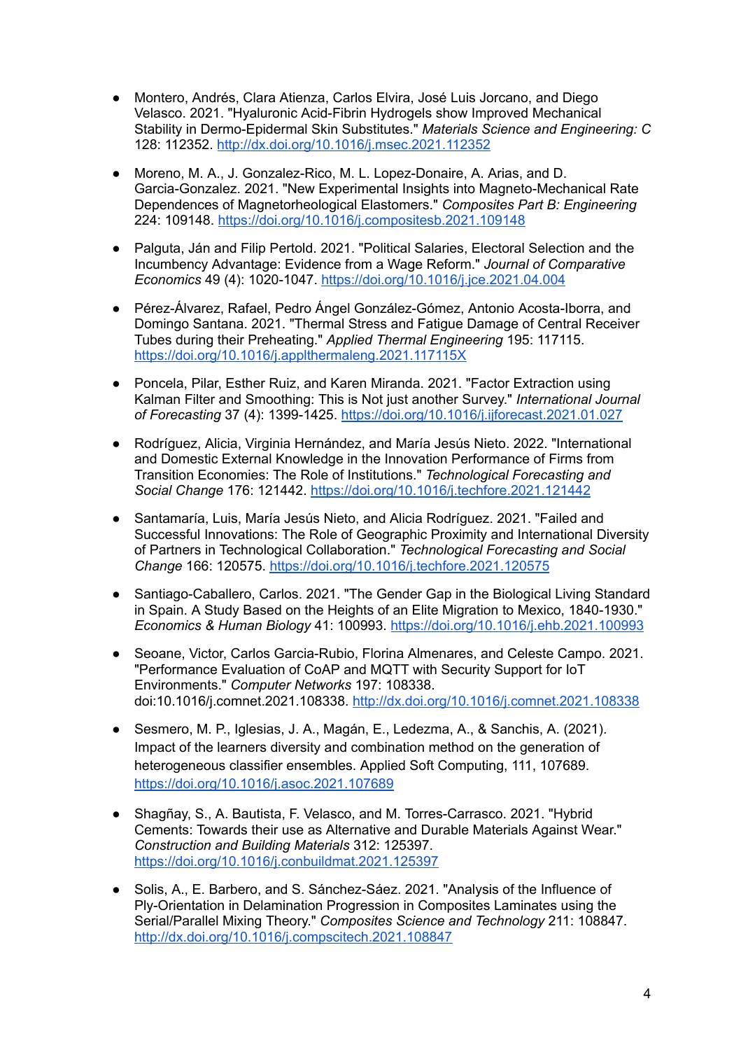- Montero, Andrés, Clara Atienza, Carlos Elvira, José Luis Jorcano, and Diego Velasco. 2021. "Hyaluronic Acid-Fibrin Hydrogels show Improved Mechanical Stability in Dermo-Epidermal Skin Substitutes." *Materials Science and Engineering: C* 128: 112352. http://dx.doi.org/10.1016/j.msec.2021.112352

- Moreno, M. A., J. Gonzalez-Rico, M. L. Lopez-Donaire, A. Arias, and D. Garcia-Gonzalez. 2021. "New Experimental Insights into Magneto-Mechanical Rate Dependences of Magnetorheological Elastomers." *Composites Part B: Engineering* 224: 109148. https://doi.org/10.1016/j.compositesb.2021.109148

- Palguta, Ján and Filip Pertold. 2021. "Political Salaries, Electoral Selection and the Incumbency Advantage: Evidence from a Wage Reform." *Journal of Comparative Economics* 49 (4): 1020-1047. https://doi.org/10.1016/j.jce.2021.04.004

- Pérez-Álvarez, Rafael, Pedro Ángel González-Gómez, Antonio Acosta-Iborra, and Domingo Santana. 2021. "Thermal Stress and Fatigue Damage of Central Receiver Tubes during their Preheating." *Applied Thermal Engineering* 195: 117115. https://doi.org/10.1016/j.applthermaleng.2021.117115X

- Poncela, Pilar, Esther Ruiz, and Karen Miranda. 2021. "Factor Extraction using Kalman Filter and Smoothing: This is Not just another Survey." *International Journal of Forecasting* 37 (4): 1399-1425. https://doi.org/10.1016/j.ijforecast.2021.01.027

- Rodríguez, Alicia, Virginia Hernández, and María Jesús Nieto. 2022. "International and Domestic External Knowledge in the Innovation Performance of Firms from Transition Economies: The Role of Institutions." *Technological Forecasting and Social Change* 176: 121442. https://doi.org/10.1016/j.techfore.2021.121442

- Santamaría, Luis, María Jesús Nieto, and Alicia Rodríguez. 2021. "Failed and Successful Innovations: The Role of Geographic Proximity and International Diversity of Partners in Technological Collaboration." *Technological Forecasting and Social Change* 166: 120575. https://doi.org/10.1016/j.techfore.2021.120575

- Santiago-Caballero, Carlos. 2021. "The Gender Gap in the Biological Living Standard in Spain. A Study Based on the Heights of an Elite Migration to Mexico, 1840-1930." *Economics & Human Biology* 41: 100993. https://doi.org/10.1016/j.ehb.2021.100993

- Seoane, Victor, Carlos Garcia-Rubio, Florina Almenares, and Celeste Campo. 2021. "Performance Evaluation of CoAP and MQTT with Security Support for IoT Environments." *Computer Networks* 197: 108338. doi:10.1016/j.comnet.2021.108338. http://dx.doi.org/10.1016/j.comnet.2021.108338

- Sesmero, M. P., Iglesias, J. A., Magán, E., Ledezma, A., & Sanchis, A. (2021). Impact of the learners diversity and combination method on the generation of heterogeneous classifier ensembles. Applied Soft Computing, 111, 107689. https://doi.org/10.1016/j.asoc.2021.107689

- Shagñay, S., A. Bautista, F. Velasco, and M. Torres-Carrasco. 2021. "Hybrid Cements: Towards their use as Alternative and Durable Materials Against Wear." *Construction and Building Materials* 312: 125397. https://doi.org/10.1016/j.conbuildmat.2021.125397

- Solis, A., E. Barbero, and S. Sánchez-Sáez. 2021. "Analysis of the Influence of Ply-Orientation in Delamination Progression in Composites Laminates using the Serial/Parallel Mixing Theory." *Composites Science and Technology* 211: 108847. http://dx.doi.org/10.1016/j.compscitech.2021.108847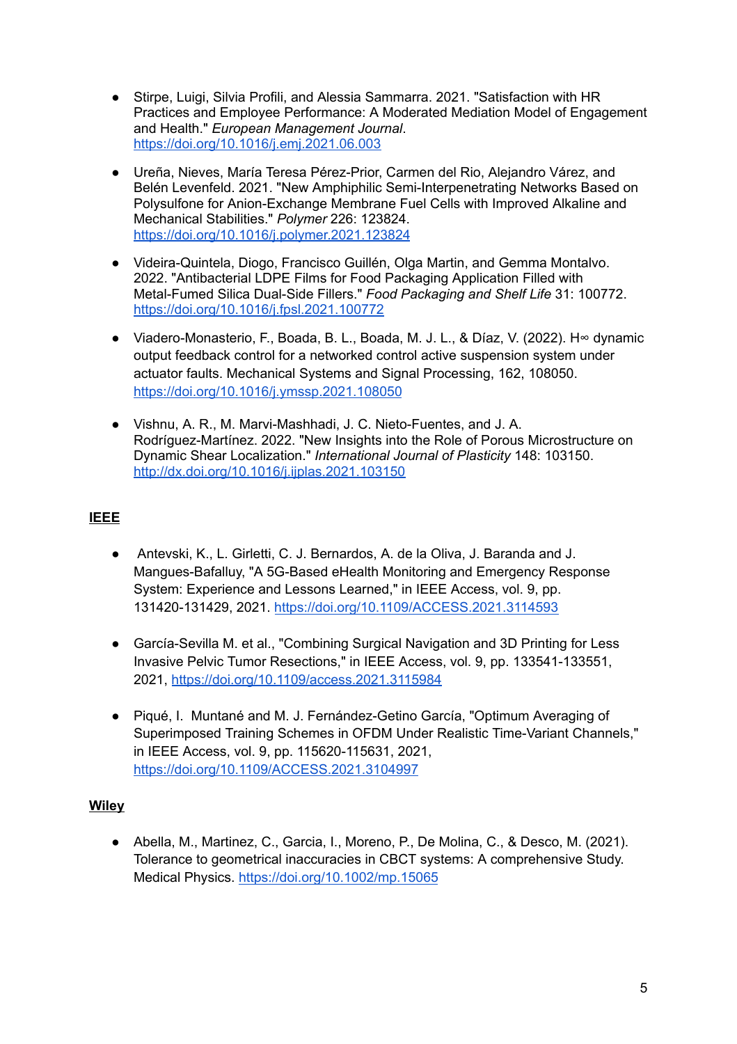- Stirpe, Luigi, Silvia Profili, and Alessia Sammarra. 2021. "Satisfaction with HR Practices and Employee Performance: A Moderated Mediation Model of Engagement and Health." *European Management Journal*. https://doi.org/10.1016/j.emj.2021.06.003

- Ureña, Nieves, María Teresa Pérez-Prior, Carmen del Rio, Alejandro Várez, and Belén Levenfeld. 2021. "New Amphiphilic Semi-Interpenetrating Networks Based on Polysulfone for Anion-Exchange Membrane Fuel Cells with Improved Alkaline and Mechanical Stabilities." *Polymer* 226: 123824. https://doi.org/10.1016/j.polymer.2021.123824

- Videira-Quintela, Diogo, Francisco Guillén, Olga Martin, and Gemma Montalvo. 2022. "Antibacterial LDPE Films for Food Packaging Application Filled with Metal-Fumed Silica Dual-Side Fillers." *Food Packaging and Shelf Life* 31: 100772. https://doi.org/10.1016/j.fpsl.2021.100772

- Viadero-Monasterio, F., Boada, B. L., Boada, M. J. L., & Díaz, V. (2022). $H_\infty$ dynamic output feedback control for a networked control active suspension system under actuator faults. Mechanical Systems and Signal Processing, 162, 108050. https://doi.org/10.1016/j.ymssp.2021.108050

- Vishnu, A. R., M. Marvi-Mashhadi, J. C. Nieto-Fuentes, and J. A. Rodríguez-Martínez. 2022. "New Insights into the Role of Porous Microstructure on Dynamic Shear Localization." *International Journal of Plasticity* 148: 103150. http://dx.doi.org/10.1016/j.ijplas.2021.103150

**IEEE**

- Antevski, K., L. Girletti, C. J. Bernardos, A. de la Oliva, J. Baranda and J. Mangues-Bafalluy, "A 5G-Based eHealth Monitoring and Emergency Response System: Experience and Lessons Learned," in IEEE Access, vol. 9, pp. 131420-131429, 2021. https://doi.org/10.1109/ACCESS.2021.3114593

- García-Sevilla M. et al., "Combining Surgical Navigation and 3D Printing for Less Invasive Pelvic Tumor Resections," in IEEE Access, vol. 9, pp. 133541-133551, 2021, https://doi.org/10.1109/access.2021.3115984

- Piqué, I. Muntané and M. J. Fernández-Getino García, "Optimum Averaging of Superimposed Training Schemes in OFDM Under Realistic Time-Variant Channels," in IEEE Access, vol. 9, pp. 115620-115631, 2021, https://doi.org/10.1109/ACCESS.2021.3104997

**Wiley**

- Abella, M., Martinez, C., Garcia, I., Moreno, P., De Molina, C., & Desco, M. (2021). Tolerance to geometrical inaccuracies in CBCT systems: A comprehensive Study. Medical Physics. https://doi.org/10.1002/mp.15065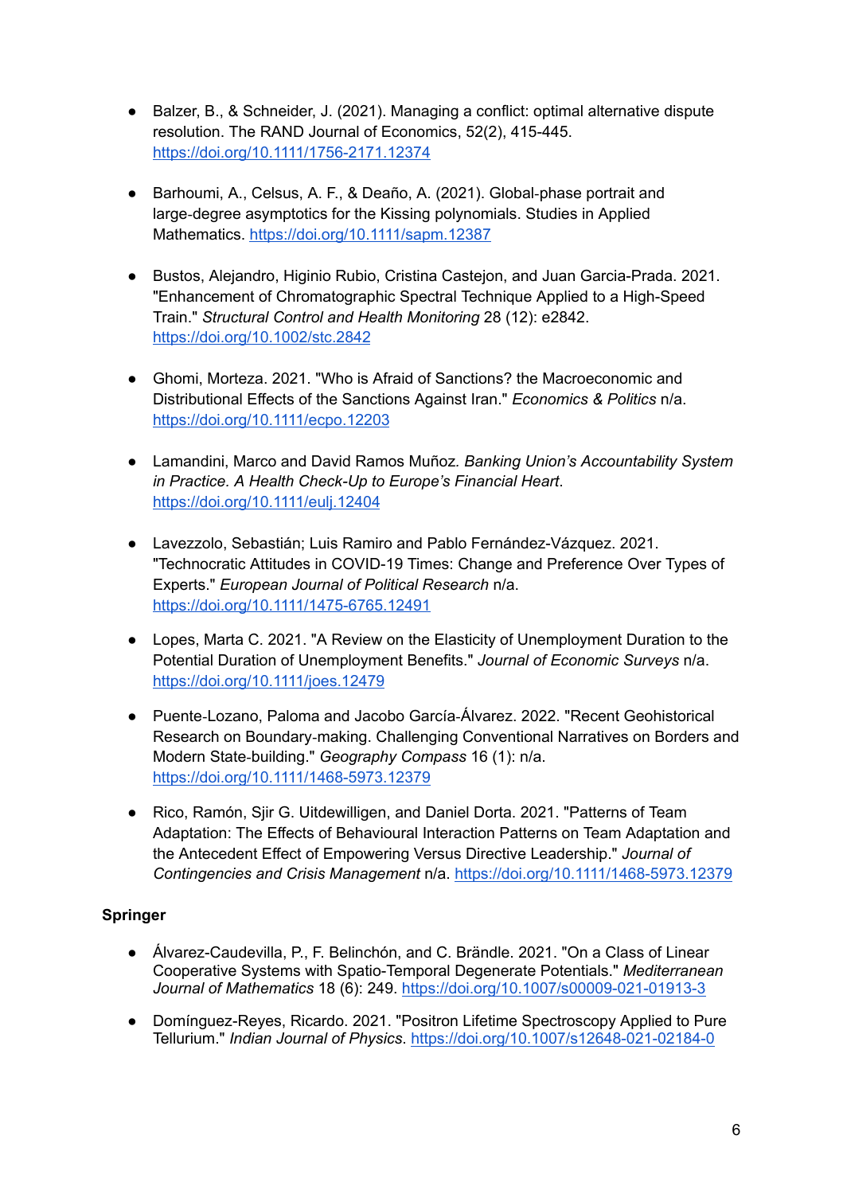- Balzer, B., & Schneider, J. (2021). Managing a conflict: optimal alternative dispute resolution. The RAND Journal of Economics, 52(2), 415-445. https://doi.org/10.1111/1756-2171.12374

- Barhoumi, A., Celsus, A. F., & Deaño, A. (2021). Global-phase portrait and large-degree asymptotics for the Kissing polynomials. Studies in Applied Mathematics. https://doi.org/10.1111/sapm.12387

- Bustos, Alejandro, Higinio Rubio, Cristina Castejon, and Juan Garcia-Prada. 2021. "Enhancement of Chromatographic Spectral Technique Applied to a High-Speed Train." *Structural Control and Health Monitoring* 28 (12): e2842. https://doi.org/10.1002/stc.2842

- Ghomi, Morteza. 2021. "Who is Afraid of Sanctions? the Macroeconomic and Distributional Effects of the Sanctions Against Iran." *Economics & Politics* n/a. https://doi.org/10.1111/ecpo.12203

- Lamandini, Marco and David Ramos Muñoz. *Banking Union's Accountability System in Practice. A Health Check-Up to Europe's Financial Heart*. https://doi.org/10.1111/eulj.12404

- Lavezzolo, Sebastián; Luis Ramiro and Pablo Fernández-Vázquez. 2021. "Technocratic Attitudes in COVID-19 Times: Change and Preference Over Types of Experts." *European Journal of Political Research* n/a. https://doi.org/10.1111/1475-6765.12491

- Lopes, Marta C. 2021. "A Review on the Elasticity of Unemployment Duration to the Potential Duration of Unemployment Benefits." *Journal of Economic Surveys* n/a. https://doi.org/10.1111/joes.12479

- Puente-Lozano, Paloma and Jacobo García-Álvarez. 2022. "Recent Geohistorical Research on Boundary-making. Challenging Conventional Narratives on Borders and Modern State-building." *Geography Compass* 16 (1): n/a. https://doi.org/10.1111/1468-5973.12379

- Rico, Ramón, Sjir G. Uitdewilligen, and Daniel Dorta. 2021. "Patterns of Team Adaptation: The Effects of Behavioural Interaction Patterns on Team Adaptation and the Antecedent Effect of Empowering Versus Directive Leadership." *Journal of Contingencies and Crisis Management* n/a. https://doi.org/10.1111/1468-5973.12379

**Springer**

- Álvarez-Caudevilla, P., F. Belinchón, and C. Brändle. 2021. "On a Class of Linear Cooperative Systems with Spatio-Temporal Degenerate Potentials." *Mediterranean Journal of Mathematics* 18 (6): 249. https://doi.org/10.1007/s00009-021-01913-3

- Domínguez-Reyes, Ricardo. 2021. "Positron Lifetime Spectroscopy Applied to Pure Tellurium." *Indian Journal of Physics*. https://doi.org/10.1007/s12648-021-02184-0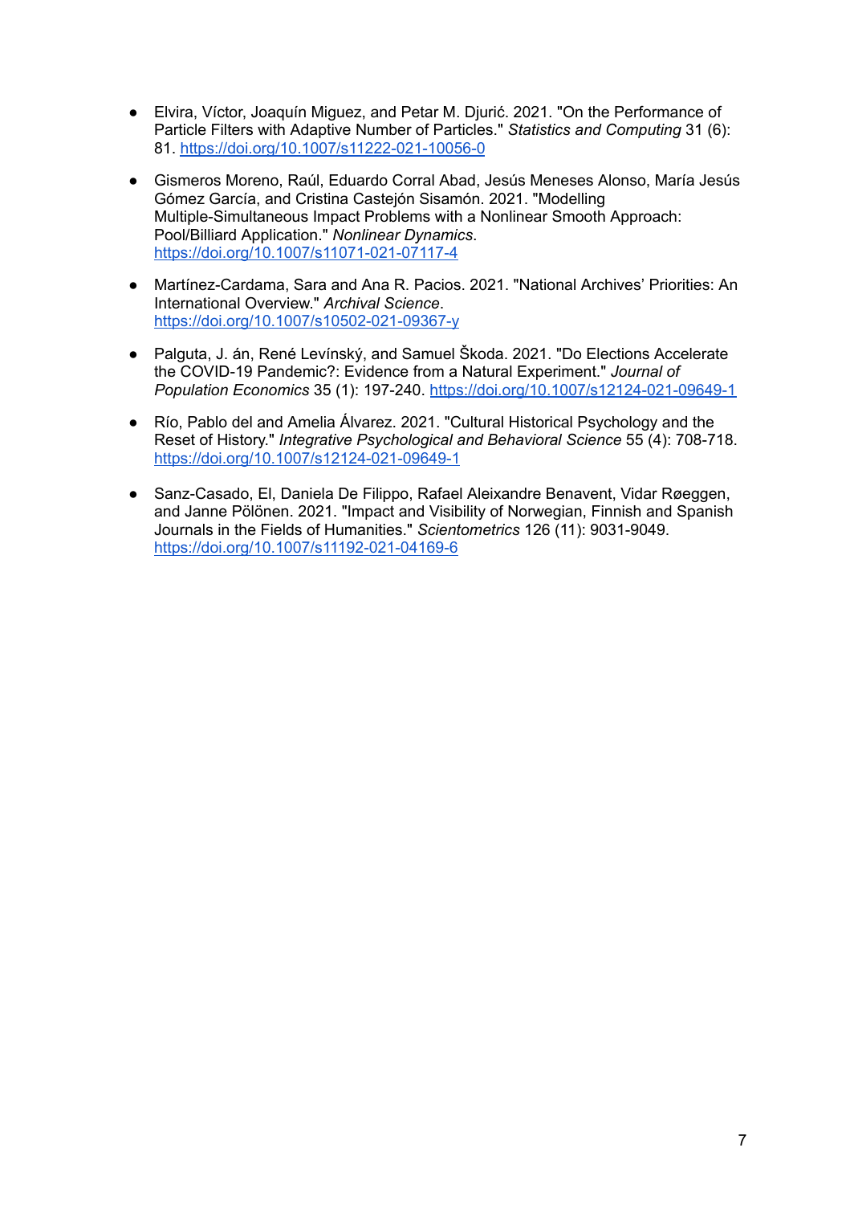- Elvira, Víctor, Joaquín Miguez, and Petar M. Djurić. 2021. "On the Performance of Particle Filters with Adaptive Number of Particles." *Statistics and Computing* 31 (6): 81. https://doi.org/10.1007/s11222-021-10056-0

- Gismeros Moreno, Raúl, Eduardo Corral Abad, Jesús Meneses Alonso, María Jesús Gómez García, and Cristina Castejón Sisamón. 2021. "Modelling Multiple-Simultaneous Impact Problems with a Nonlinear Smooth Approach: Pool/Billiard Application." *Nonlinear Dynamics*. https://doi.org/10.1007/s11071-021-07117-4

- Martínez-Cardama, Sara and Ana R. Pacios. 2021. "National Archives' Priorities: An International Overview." *Archival Science*. https://doi.org/10.1007/s10502-021-09367-y

- Palguta, J. án, René Levínský, and Samuel Škoda. 2021. "Do Elections Accelerate the COVID-19 Pandemic?: Evidence from a Natural Experiment." *Journal of Population Economics* 35 (1): 197-240. https://doi.org/10.1007/s12124-021-09649-1

- Río, Pablo del and Amelia Álvarez. 2021. "Cultural Historical Psychology and the Reset of History." *Integrative Psychological and Behavioral Science* 55 (4): 708-718. https://doi.org/10.1007/s12124-021-09649-1

- Sanz-Casado, El, Daniela De Filippo, Rafael Aleixandre Benavent, Vidar Røeggen, and Janne Pölönen. 2021. "Impact and Visibility of Norwegian, Finnish and Spanish Journals in the Fields of Humanities." *Scientometrics* 126 (11): 9031-9049. https://doi.org/10.1007/s11192-021-04169-6